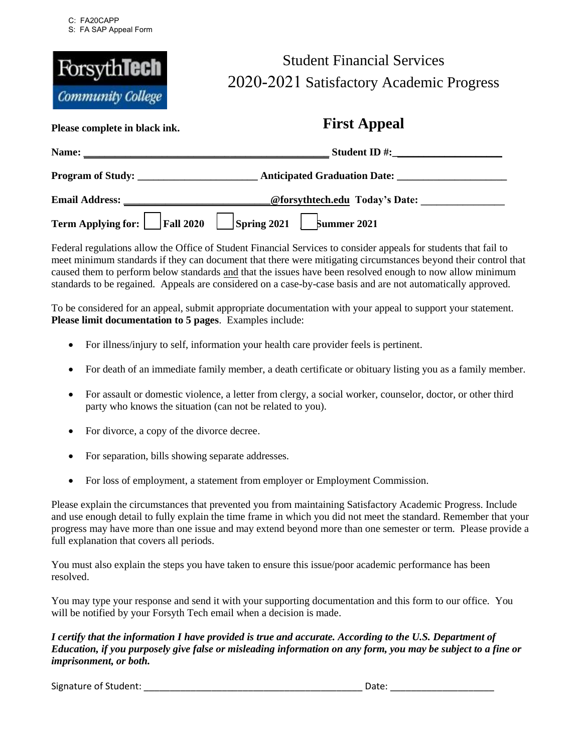C: FA20CAPP
S: FA SAP Appeal Form

ForsythTech Community College

# Student Financial Services
# 2020-2021 Satisfactory Academic Progress

## First Appeal

**Please complete in black ink.**

**Name:** ______________________________________________ **Student ID #:** ____________________

**Program of Study:** ______________________ **Anticipated Graduation Date:** ____________________

**Email Address:** ___________________________**@forsythtech.edu** **Today's Date:** ________________

**Term Applying for:** ☐ **Fall 2020** ☐ **Spring 2021** ☐ **Summer 2021**

Federal regulations allow the Office of Student Financial Services to consider appeals for students that fail to meet minimum standards if they can document that there were mitigating circumstances beyond their control that caused them to perform below standards and that the issues have been resolved enough to now allow minimum standards to be regained. Appeals are considered on a case-by-case basis and are not automatically approved.

To be considered for an appeal, submit appropriate documentation with your appeal to support your statement. **Please limit documentation to 5 pages**. Examples include:

- For illness/injury to self, information your health care provider feels is pertinent.
- For death of an immediate family member, a death certificate or obituary listing you as a family member.
- For assault or domestic violence, a letter from clergy, a social worker, counselor, doctor, or other third party who knows the situation (can not be related to you).
- For divorce, a copy of the divorce decree.
- For separation, bills showing separate addresses.
- For loss of employment, a statement from employer or Employment Commission.

Please explain the circumstances that prevented you from maintaining Satisfactory Academic Progress. Include and use enough detail to fully explain the time frame in which you did not meet the standard. Remember that your progress may have more than one issue and may extend beyond more than one semester or term. Please provide a full explanation that covers all periods.

You must also explain the steps you have taken to ensure this issue/poor academic performance has been resolved.

You may type your response and send it with your supporting documentation and this form to our office. You will be notified by your Forsyth Tech email when a decision is made.

***I certify that the information I have provided is true and accurate. According to the U.S. Department of Education, if you purposely give false or misleading information on any form, you may be subject to a fine or imprisonment, or both.***

Signature of Student: ___________________________________________ Date: ____________________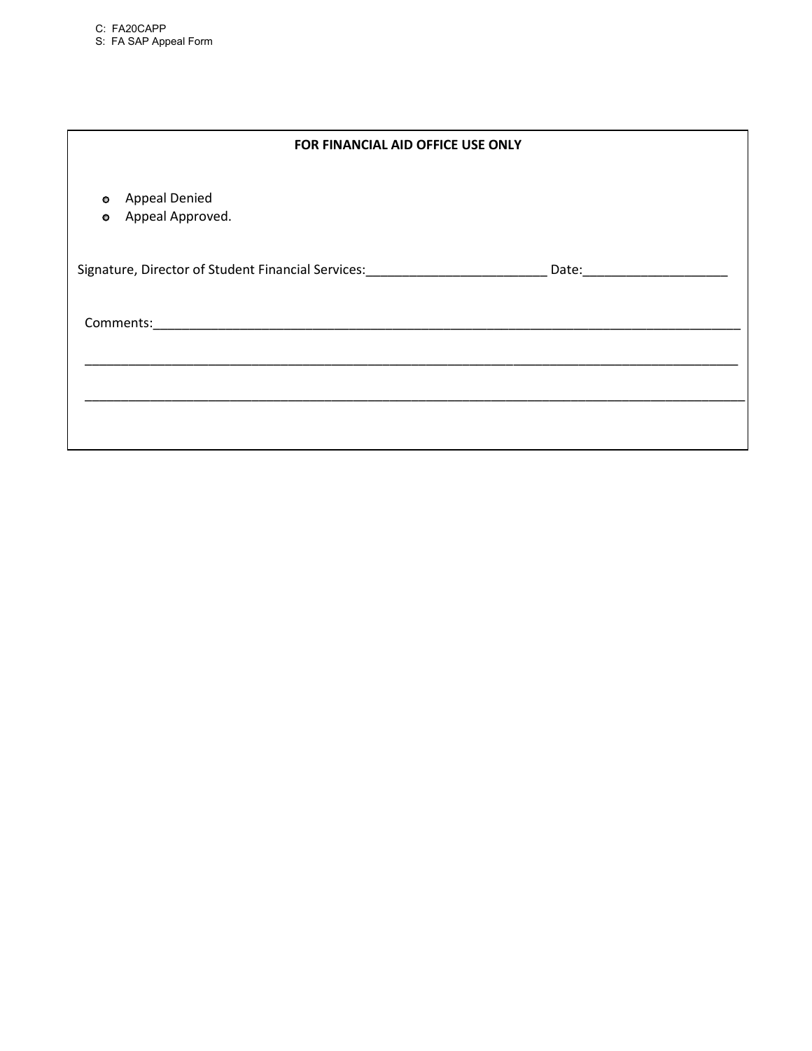C: FA20CAPP
S: FA SAP Appeal Form

**FOR FINANCIAL AID OFFICE USE ONLY**

- Appeal Denied
- Appeal Approved.

Signature, Director of Student Financial Services:_________________________ Date:____________________

Comments:_____________________________________________________________________________________

_____________________________________________________________________________________________

_____________________________________________________________________________________________